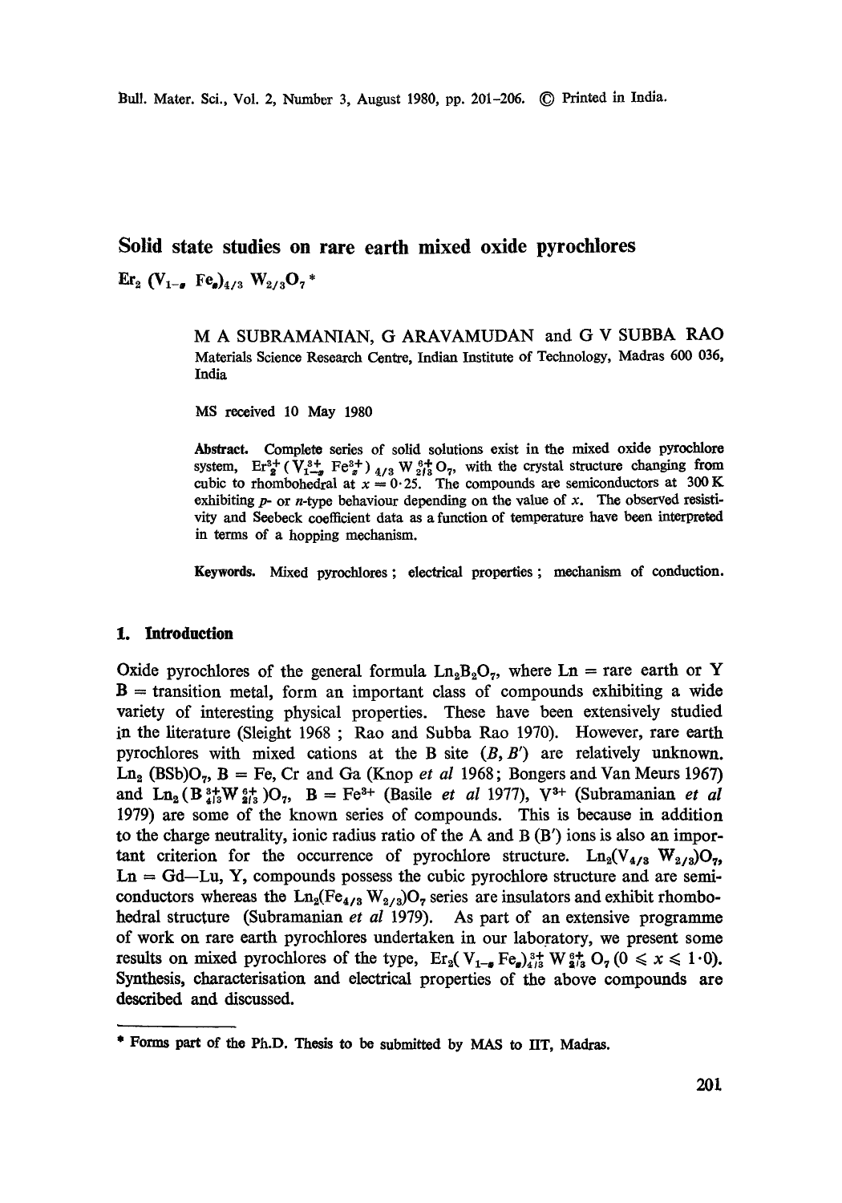# Solid state studies on rare earth mixed oxide pyrochlores

## $Er_2(V_{1-x}Fe_x)_{4/3}W_{2/3}O_7$ *

M A SUBRAMANIAN, G ARAVAMUDAN and G V SUBBA RAO
Materials Science Research Centre, Indian Institute of Technology, Madras 600 036, India

MS received 10 May 1980

**Abstract.** Complete series of solid solutions exist in the mixed oxide pyrochlore system, $Er_2^{3+}(V_{1-x}^{3+}Fe_x^{3+})_{4/3}W_{2/3}^{6+}O_7$, with the crystal structure changing from cubic to rhombohedral at $x = 0{\cdot}25$. The compounds are semiconductors at 300 K exhibiting *p*- or *n*-type behaviour depending on the value of *x*. The observed resistivity and Seebeck coefficient data as a function of temperature have been interpreted in terms of a hopping mechanism.

**Keywords.** Mixed pyrochlores; electrical properties; mechanism of conduction.

## 1. Introduction

Oxide pyrochlores of the general formula $Ln_2B_2O_7$, where Ln = rare earth or Y B = transition metal, form an important class of compounds exhibiting a wide variety of interesting physical properties. These have been extensively studied in the literature (Sleight 1968; Rao and Subba Rao 1970). However, rare earth pyrochlores with mixed cations at the B site $(B, B')$ are relatively unknown. $Ln_2(BSb)O_7$, B = Fe, Cr and Ga (Knop *et al* 1968; Bongers and Van Meurs 1967) and $Ln_2(B_{4/3}^{3+}W_{2/3}^{6+})O_7$, B = $Fe^{3+}$ (Basile *et al* 1977), $V^{3+}$ (Subramanian *et al* 1979) are some of the known series of compounds. This is because in addition to the charge neutrality, ionic radius ratio of the A and B (B′) ions is also an important criterion for the occurrence of pyrochlore structure. $Ln_2(V_{4/3}W_{2/3})O_7$, Ln = Gd—Lu, Y, compounds possess the cubic pyrochlore structure and are semiconductors whereas the $Ln_2(Fe_{4/3}W_{2/3})O_7$ series are insulators and exhibit rhombohedral structure (Subramanian *et al* 1979). As part of an extensive programme of work on rare earth pyrochlores undertaken in our laboratory, we present some results on mixed pyrochlores of the type, $Er_2(V_{1-x}Fe_x)_{4/3}^{3+}W_{2/3}^{6+}O_7$ $(0 \leqslant x \leqslant 1{\cdot}0)$. Synthesis, characterisation and electrical properties of the above compounds are described and discussed.

---

\* Forms part of the Ph.D. Thesis to be submitted by MAS to IIT, Madras.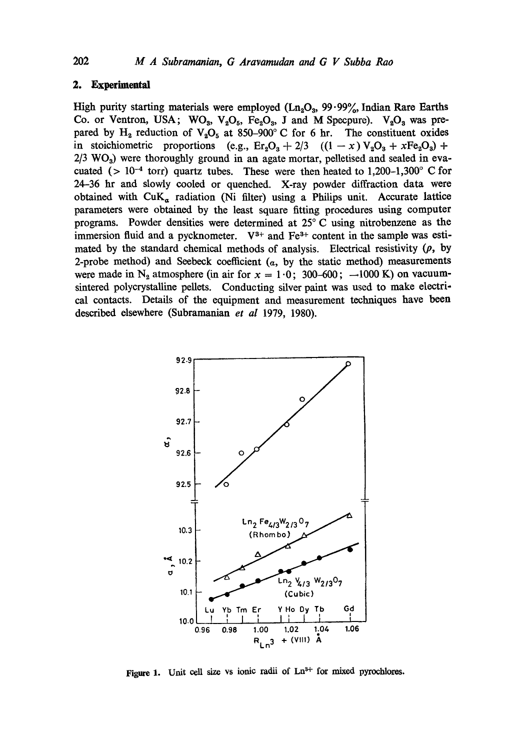## 2. Experimental

High purity starting materials were employed ($Ln_2O_3$, 99·99%, Indian Rare Earths Co. or Ventron, USA; $WO_3$, $V_2O_5$, $Fe_2O_3$, J and M Specpure). $V_2O_3$ was prepared by $H_2$ reduction of $V_2O_5$ at 850–900° C for 6 hr. The constituent oxides in stoichiometric proportions (e.g., $Er_2O_3 + 2/3$ $((1-x)\,V_2O_3 + xFe_2O_3)$ + 2/3 $WO_3$) were thoroughly ground in an agate mortar, pelletised and sealed in evacuated (> $10^{-4}$ torr) quartz tubes. These were then heated to 1,200–1,300° C for 24–36 hr and slowly cooled or quenched. X-ray powder diffraction data were obtained with $CuK_\alpha$ radiation (Ni filter) using a Philips unit. Accurate lattice parameters were obtained by the least square fitting procedures using computer programs. Powder densities were determined at 25° C using nitrobenzene as the immersion fluid and a pycknometer. $V^{3+}$ and $Fe^{3+}$ content in the sample was estimated by the standard chemical methods of analysis. Electrical resistivity ($\rho$, by 2-probe method) and Seebeck coefficient ($\alpha$, by the static method) measurements were made in $N_2$ atmosphere (in air for $x = 1 \cdot 0$; 300–600; –1000 K) on vacuum-sintered polycrystalline pellets. Conducting silver paint was used to make electrical contacts. Details of the equipment and measurement techniques have been described elsewhere (Subramanian *et al* 1979, 1980).

Figure 1. Unit cell size vs ionic radii of $Ln^{3+}$ for mixed pyrochlores.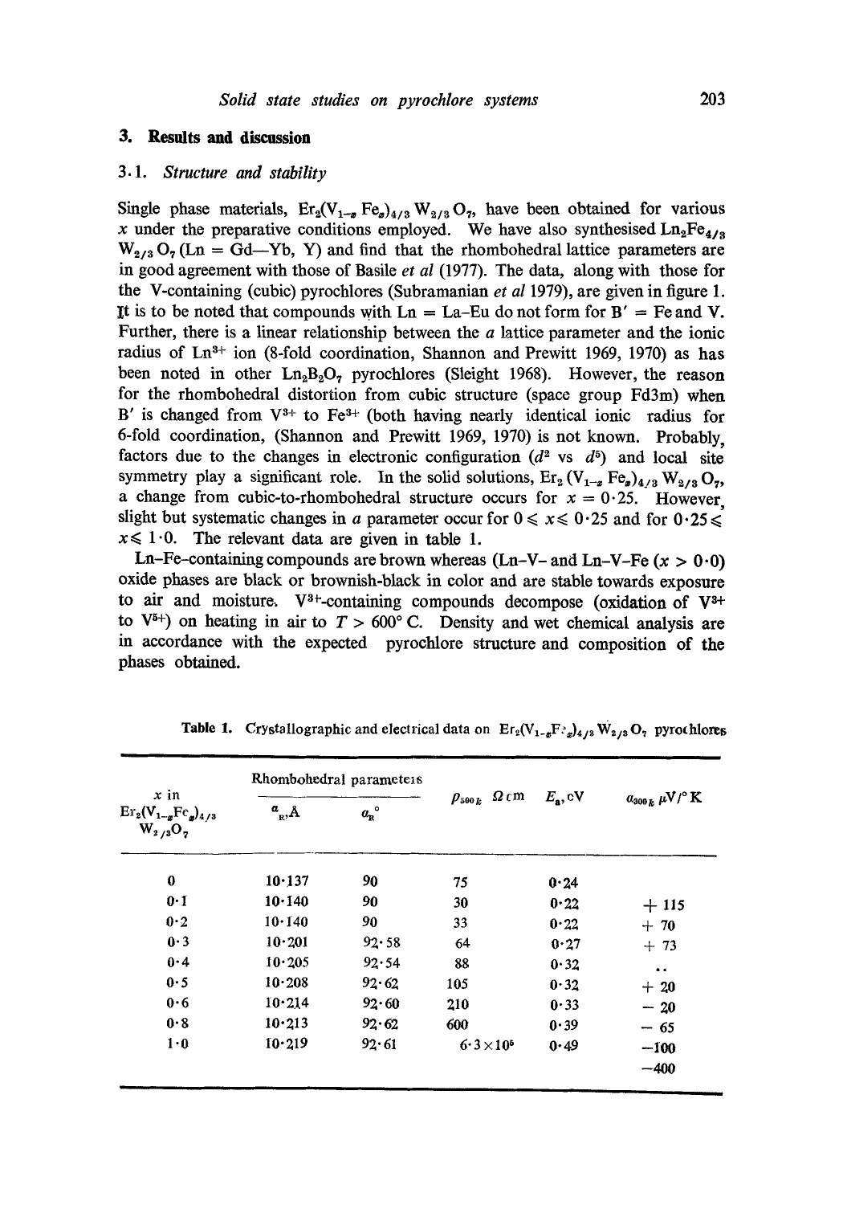## 3. Results and discussion

### 3.1. *Structure and stability*

Single phase materials, $Er_2(V_{1-x}Fe_x)_{4/3}W_{2/3}O_7$, have been obtained for various $x$ under the preparative conditions employed. We have also synthesised $Ln_2Fe_{4/3}W_{2/3}O_7$ (Ln = Gd—Yb, Y) and find that the rhombohedral lattice parameters are in good agreement with those of Basile *et al* (1977). The data, along with those for the V-containing (cubic) pyrochlores (Subramanian *et al* 1979), are given in figure 1. It is to be noted that compounds with Ln = La–Eu do not form for B′ = Fe and V. Further, there is a linear relationship between the $a$ lattice parameter and the ionic radius of $Ln^{3+}$ ion (8-fold coordination, Shannon and Prewitt 1969, 1970) as has been noted in other $Ln_2B_2O_7$ pyrochlores (Sleight 1968). However, the reason for the rhombohedral distortion from cubic structure (space group Fd3m) when B′ is changed from $V^{3+}$ to $Fe^{3+}$ (both having nearly identical ionic radius for 6-fold coordination, (Shannon and Prewitt 1969, 1970) is not known. Probably, factors due to the changes in electronic configuration ($d^2$ vs $d^5$) and local site symmetry play a significant role. In the solid solutions, $Er_2(V_{1-x}Fe_x)_{4/3}W_{2/3}O_7$, a change from cubic-to-rhombohedral structure occurs for $x = 0{\cdot}25$. However, slight but systematic changes in $a$ parameter occur for $0 \leqslant x \leqslant 0{\cdot}25$ and for $0{\cdot}25 \leqslant x \leqslant 1{\cdot}0$. The relevant data are given in table 1.

Ln–Fe-containing compounds are brown whereas (Ln–V- and Ln–V–Fe ($x > 0{\cdot}0$) oxide phases are black or brownish-black in color and are stable towards exposure to air and moisture. $V^{3+}$-containing compounds decompose (oxidation of $V^{3+}$ to $V^{5+}$) on heating in air to $T > 600°$ C. Density and wet chemical analysis are in accordance with the expected pyrochlore structure and composition of the phases obtained.

**Table 1.** Crystallographic and electrical data on $Er_2(V_{1-x}Fe_x)_{4/3}W_{2/3}O_7$ pyrochlores

| $x$ in $Er_2(V_{1-x}Fe_x)_{4/3}W_{2/3}O_7$ | Rhombohedral parameters | | $\rho_{500 k}$ $\Omega$ cm | $E_a$, eV | $\alpha_{300 k}$ $\mu V/°K$ |
|---|---|---|---|---|---|
| | $a_R$, Å | $\alpha_R°$ | | | |
| 0 | 10·137 | 90 | 75 | 0·24 | |
| 0·1 | 10·140 | 90 | 30 | 0·22 | + 115 |
| 0·2 | 10·140 | 90 | 33 | 0·22 | + 70 |
| 0·3 | 10·201 | 92·58 | 64 | 0·27 | + 73 |
| 0·4 | 10·205 | 92·54 | 88 | 0·32 | .. |
| 0·5 | 10·208 | 92·62 | 105 | 0·32 | + 20 |
| 0·6 | 10·214 | 92·60 | 210 | 0·33 | − 20 |
| 0·8 | 10·213 | 92·62 | 600 | 0·39 | − 65 |
| 1·0 | 10·219 | 92·61 | $6{\cdot}3\times10^6$ | 0·49 | −100 |
| | | | | | −400 |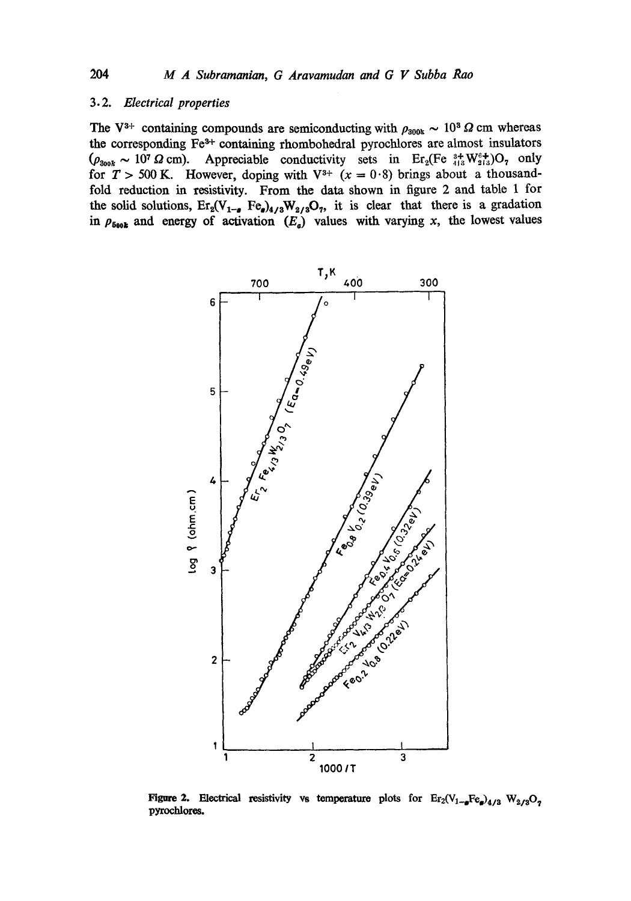### 3.2. Electrical properties

The $V^{3+}$ containing compounds are semiconducting with $\rho_{300k} \sim 10^3\ \Omega$ cm whereas the corresponding $Fe^{3+}$ containing rhombohedral pyrochlores are almost insulators ($\rho_{300k} \sim 10^7\ \Omega$ cm). Appreciable conductivity sets in $Er_2(Fe^{3+}_{4/3}W^{6+}_{2/3})O_7$ only for $T > 500$ K. However, doping with $V^{3+}$ ($x = 0{\cdot}8$) brings about a thousand-fold reduction in resistivity. From the data shown in figure 2 and table 1 for the solid solutions, $Er_2(V_{1-x}Fe_x)_{4/3}W_{2/3}O_7$, it is clear that there is a gradation in $\rho_{500k}$ and energy of activation ($E_a$) values with varying $x$, the lowest values

**Figure 2.** Electrical resistivity vs temperature plots for $Er_2(V_{1-x}Fe_x)_{4/3}W_{2/3}O_7$ pyrochlores.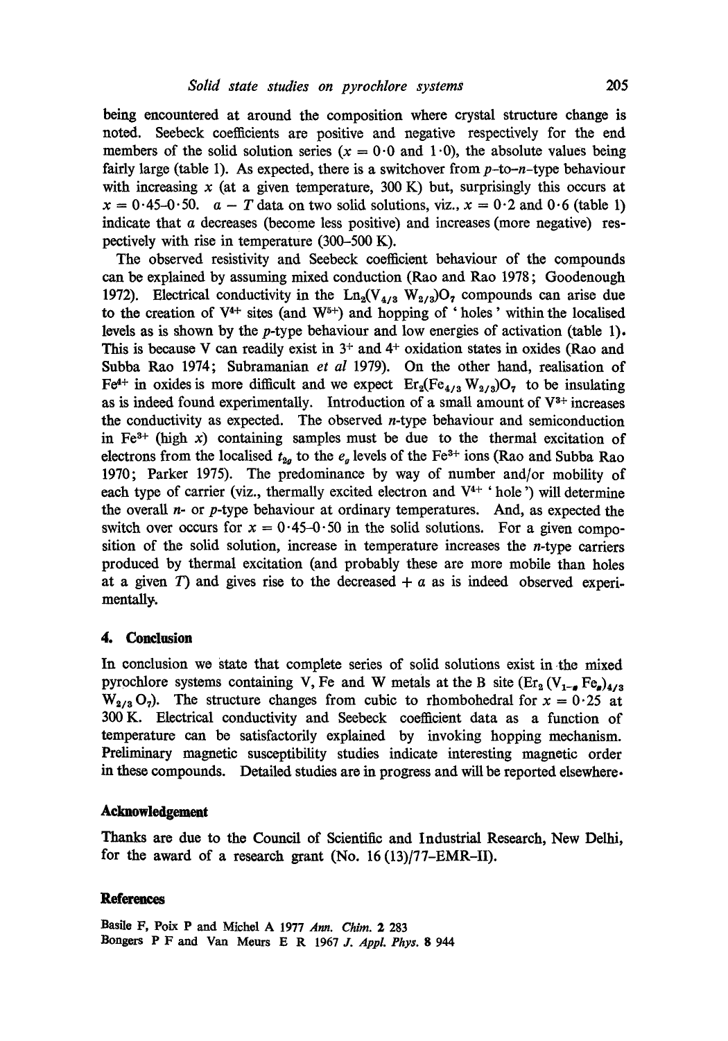being encountered at around the composition where crystal structure change is noted. Seebeck coefficients are positive and negative respectively for the end members of the solid solution series ($x = 0 \cdot 0$ and $1 \cdot 0$), the absolute values being fairly large (table 1). As expected, there is a switchover from $p$-to-$n$-type behaviour with increasing $x$ (at a given temperature, 300 K) but, surprisingly this occurs at $x = 0 \cdot 45$–$0 \cdot 50$. $\alpha - T$ data on two solid solutions, viz., $x = 0 \cdot 2$ and $0 \cdot 6$ (table 1) indicate that $\alpha$ decreases (become less positive) and increases (more negative) respectively with rise in temperature (300–500 K).

The observed resistivity and Seebeck coefficient behaviour of the compounds can be explained by assuming mixed conduction (Rao and Rao 1978; Goodenough 1972). Electrical conductivity in the $Ln_2(V_{4/3} W_{2/3})O_7$ compounds can arise due to the creation of $V^{4+}$ sites (and $W^{5+}$) and hopping of 'holes' within the localised levels as is shown by the $p$-type behaviour and low energies of activation (table 1). This is because V can readily exist in $3^+$ and $4^+$ oxidation states in oxides (Rao and Subba Rao 1974; Subramanian *et al* 1979). On the other hand, realisation of $Fe^{4+}$ in oxides is more difficult and we expect $Er_2(Fe_{4/3} W_{2/3})O_7$ to be insulating as is indeed found experimentally. Introduction of a small amount of $V^{3+}$ increases the conductivity as expected. The observed $n$-type behaviour and semiconduction in $Fe^{3+}$ (high $x$) containing samples must be due to the thermal excitation of electrons from the localised $t_{2g}$ to the $e_g$ levels of the $Fe^{3+}$ ions (Rao and Subba Rao 1970; Parker 1975). The predominance by way of number and/or mobility of each type of carrier (viz., thermally excited electron and $V^{4+}$ 'hole') will determine the overall $n$- or $p$-type behaviour at ordinary temperatures. And, as expected the switch over occurs for $x = 0 \cdot 45$–$0 \cdot 50$ in the solid solutions. For a given composition of the solid solution, increase in temperature increases the $n$-type carriers produced by thermal excitation (and probably these are more mobile than holes at a given $T$) and gives rise to the decreased $+ \alpha$ as is indeed observed experimentally.

## 4. Conclusion

In conclusion we state that complete series of solid solutions exist in the mixed pyrochlore systems containing V, Fe and W metals at the B site ($Er_2 (V_{1-x} Fe_x)_{4/3} W_{2/3} O_7$). The structure changes from cubic to rhombohedral for $x = 0 \cdot 25$ at 300 K. Electrical conductivity and Seebeck coefficient data as a function of temperature can be satisfactorily explained by invoking hopping mechanism. Preliminary magnetic susceptibility studies indicate interesting magnetic order in these compounds. Detailed studies are in progress and will be reported elsewhere.

## Acknowledgement

Thanks are due to the Council of Scientific and Industrial Research, New Delhi, for the award of a research grant (No. 16 (13)/77–EMR–II).

## References

Basile F, Poix P and Michel A 1977 *Ann. Chim.* **2** 283

Bongers P F and Van Meurs E R 1967 *J. Appl. Phys.* **8** 944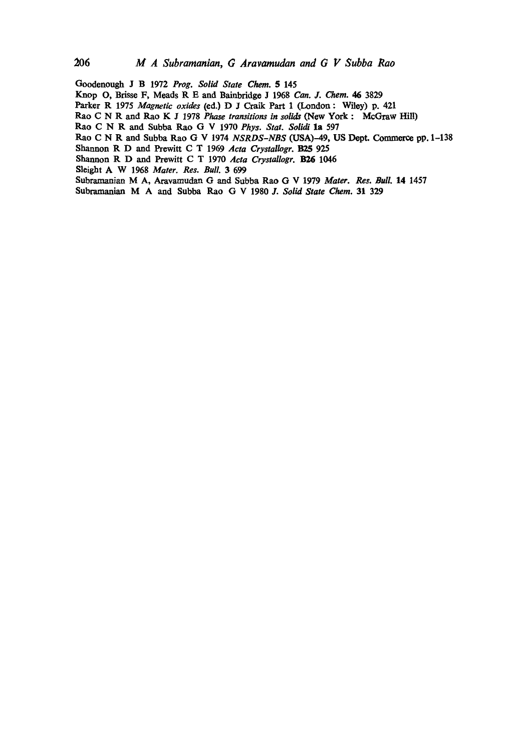Goodenough J B 1972 *Prog. Solid State Chem.* **5** 145

Knop O, Brisse F, Meads R E and Bainbridge J 1968 *Can. J. Chem.* **46** 3829

Parker R 1975 *Magnetic oxides* (ed.) D J Craik Part 1 (London: Wiley) p. 421

Rao C N R and Rao K J 1978 *Phase transitions in solids* (New York: McGraw Hill)

Rao C N R and Subba Rao G V 1970 *Phys. Stat. Solidi* **1a** 597

Rao C N R and Subba Rao G V 1974 *NSRDS–NBS* (USA)–49, US Dept. Commerce pp. 1–138

Shannon R D and Prewitt C T 1969 *Acta Crystallogr.* **B25** 925

Shannon R D and Prewitt C T 1970 *Acta Crystallogr.* **B26** 1046

Sleight A W 1968 *Mater. Res. Bull.* **3** 699

Subramanian M A, Aravamudan G and Subba Rao G V 1979 *Mater. Res. Bull.* **14** 1457

Subramanian M A and Subba Rao G V 1980 *J. Solid State Chem.* **31** 329